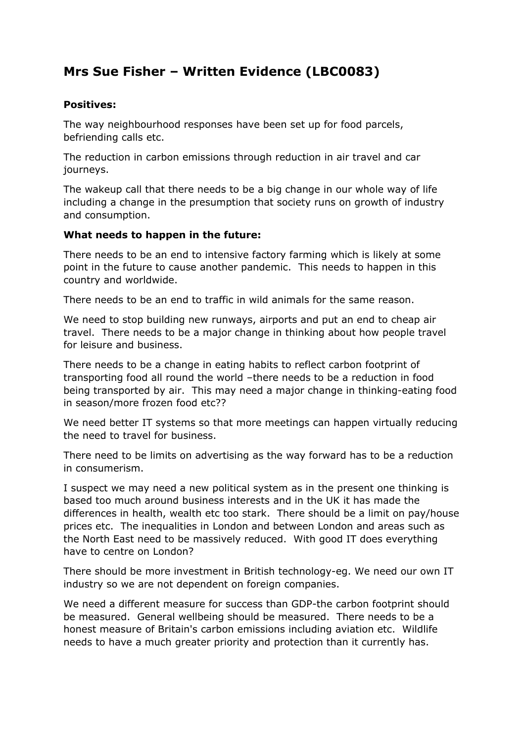# Mrs Sue Fisher – Written Evidence (LBC0083)

**Positives:**

The way neighbourhood responses have been set up for food parcels, befriending calls etc.

The reduction in carbon emissions through reduction in air travel and car journeys.

The wakeup call that there needs to be a big change in our whole way of life including a change in the presumption that society runs on growth of industry and consumption.

**What needs to happen in the future:**

There needs to be an end to intensive factory farming which is likely at some point in the future to cause another pandemic. This needs to happen in this country and worldwide.

There needs to be an end to traffic in wild animals for the same reason.

We need to stop building new runways, airports and put an end to cheap air travel. There needs to be a major change in thinking about how people travel for leisure and business.

There needs to be a change in eating habits to reflect carbon footprint of transporting food all round the world –there needs to be a reduction in food being transported by air. This may need a major change in thinking-eating food in season/more frozen food etc??

We need better IT systems so that more meetings can happen virtually reducing the need to travel for business.

There need to be limits on advertising as the way forward has to be a reduction in consumerism.

I suspect we may need a new political system as in the present one thinking is based too much around business interests and in the UK it has made the differences in health, wealth etc too stark. There should be a limit on pay/house prices etc. The inequalities in London and between London and areas such as the North East need to be massively reduced. With good IT does everything have to centre on London?

There should be more investment in British technology-eg. We need our own IT industry so we are not dependent on foreign companies.

We need a different measure for success than GDP-the carbon footprint should be measured. General wellbeing should be measured. There needs to be a honest measure of Britain's carbon emissions including aviation etc. Wildlife needs to have a much greater priority and protection than it currently has.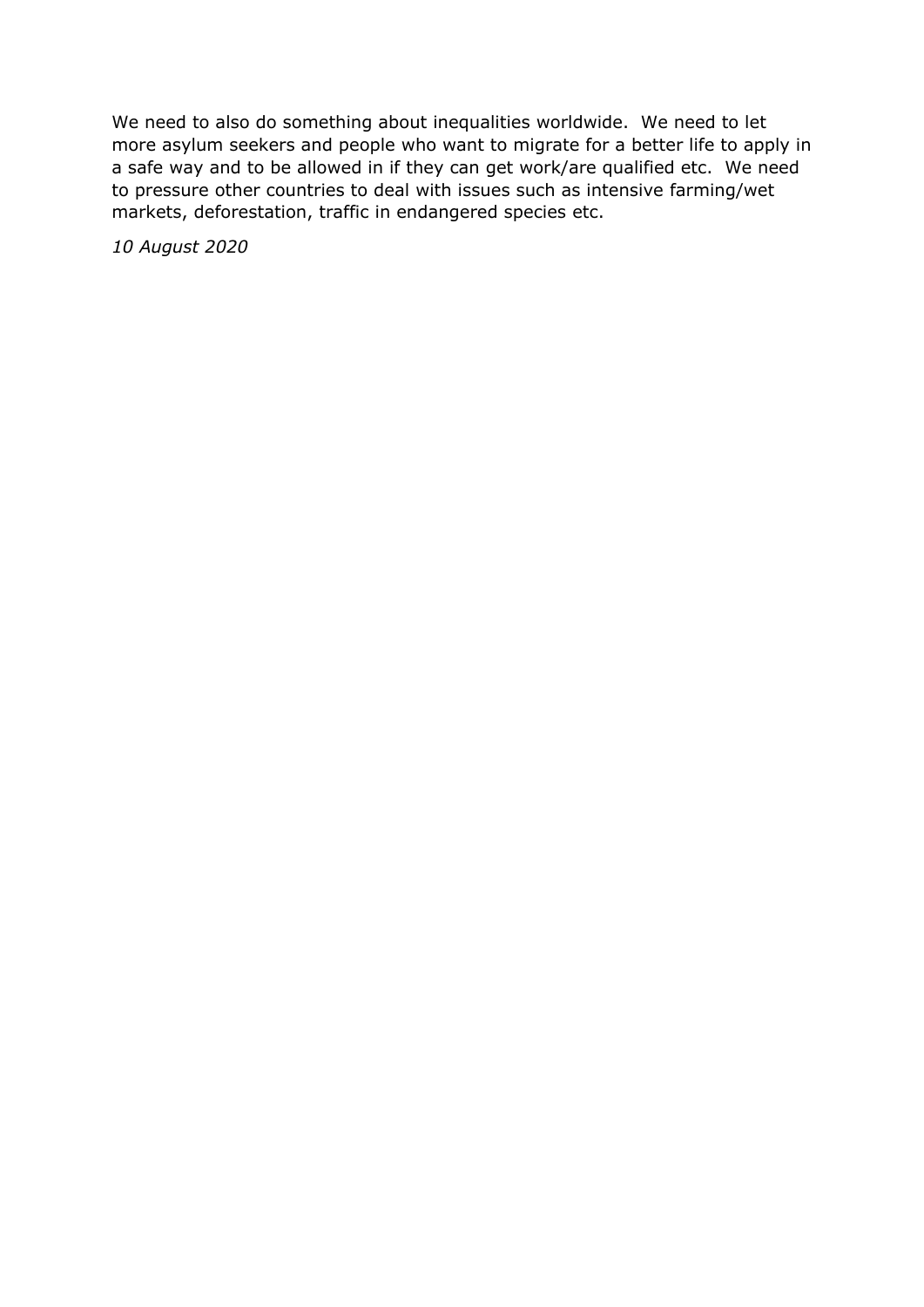We need to also do something about inequalities worldwide. We need to let more asylum seekers and people who want to migrate for a better life to apply in a safe way and to be allowed in if they can get work/are qualified etc. We need to pressure other countries to deal with issues such as intensive farming/wet markets, deforestation, traffic in endangered species etc.

*10 August 2020*